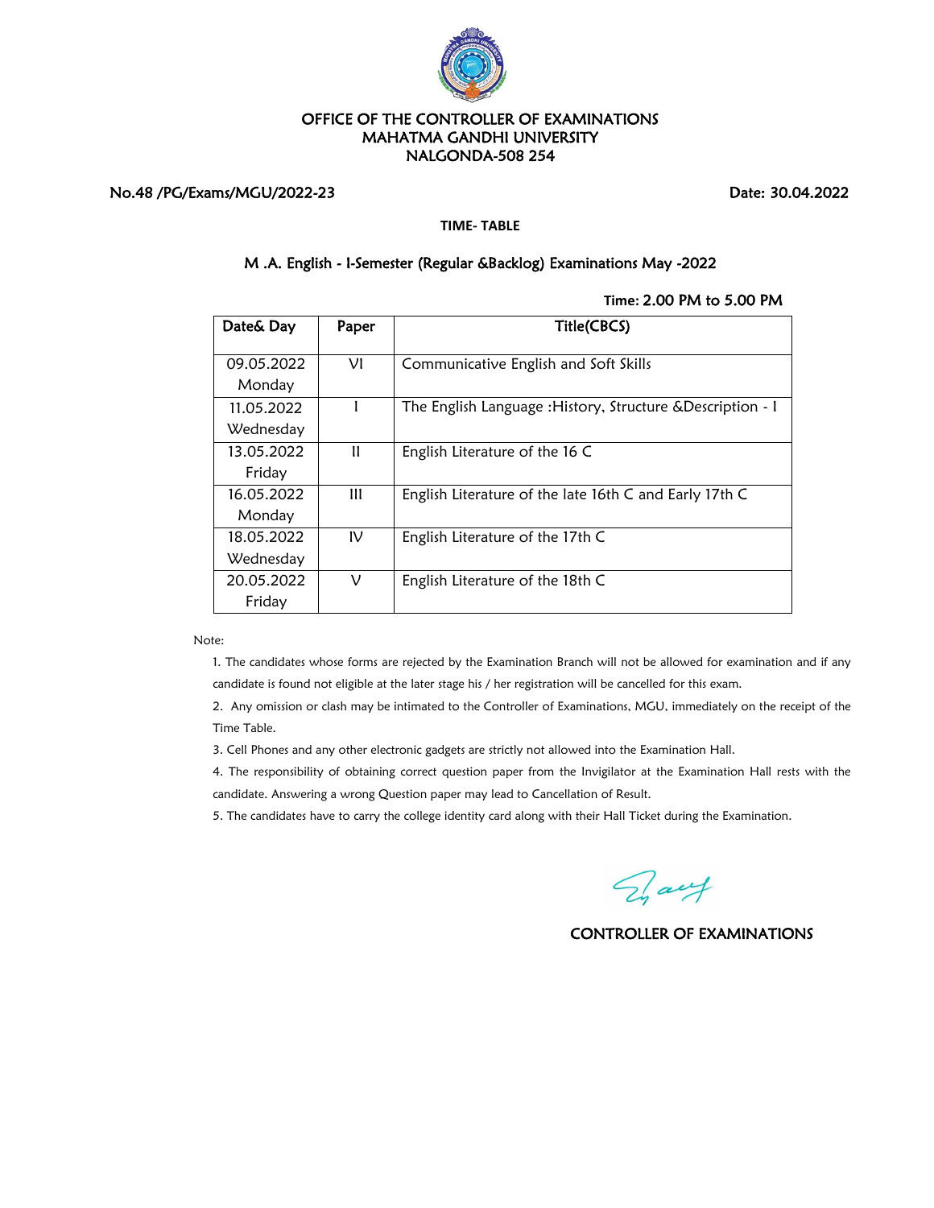# OFFICE OF THE CONTROLLER OF EXAMINATIONS
# MAHATMA GANDHI UNIVERSITY
# NALGONDA-508 254

**No.48 /PG/Exams/MGU/2022-23** **Date: 30.04.2022**

**TIME- TABLE**

**M .A. English - I-Semester (Regular &Backlog) Examinations May -2022**

**Time: 2.00 PM to 5.00 PM**

| Date& Day | Paper | Title(CBCS) |
|---|---|---|
| 09.05.2022 Monday | VI | Communicative English and Soft Skills |
| 11.05.2022 Wednesday | I | The English Language :History, Structure &Description - I |
| 13.05.2022 Friday | II | English Literature of the 16 C |
| 16.05.2022 Monday | III | English Literature of the late 16th C and Early 17th C |
| 18.05.2022 Wednesday | IV | English Literature of the 17th C |
| 20.05.2022 Friday | V | English Literature of the 18th C |

Note:

1. The candidates whose forms are rejected by the Examination Branch will not be allowed for examination and if any candidate is found not eligible at the later stage his / her registration will be cancelled for this exam.
2. Any omission or clash may be intimated to the Controller of Examinations, MGU, immediately on the receipt of the Time Table.
3. Cell Phones and any other electronic gadgets are strictly not allowed into the Examination Hall.
4. The responsibility of obtaining correct question paper from the Invigilator at the Examination Hall rests with the candidate. Answering a wrong Question paper may lead to Cancellation of Result.
5. The candidates have to carry the college identity card along with their Hall Ticket during the Examination.

**CONTROLLER OF EXAMINATIONS**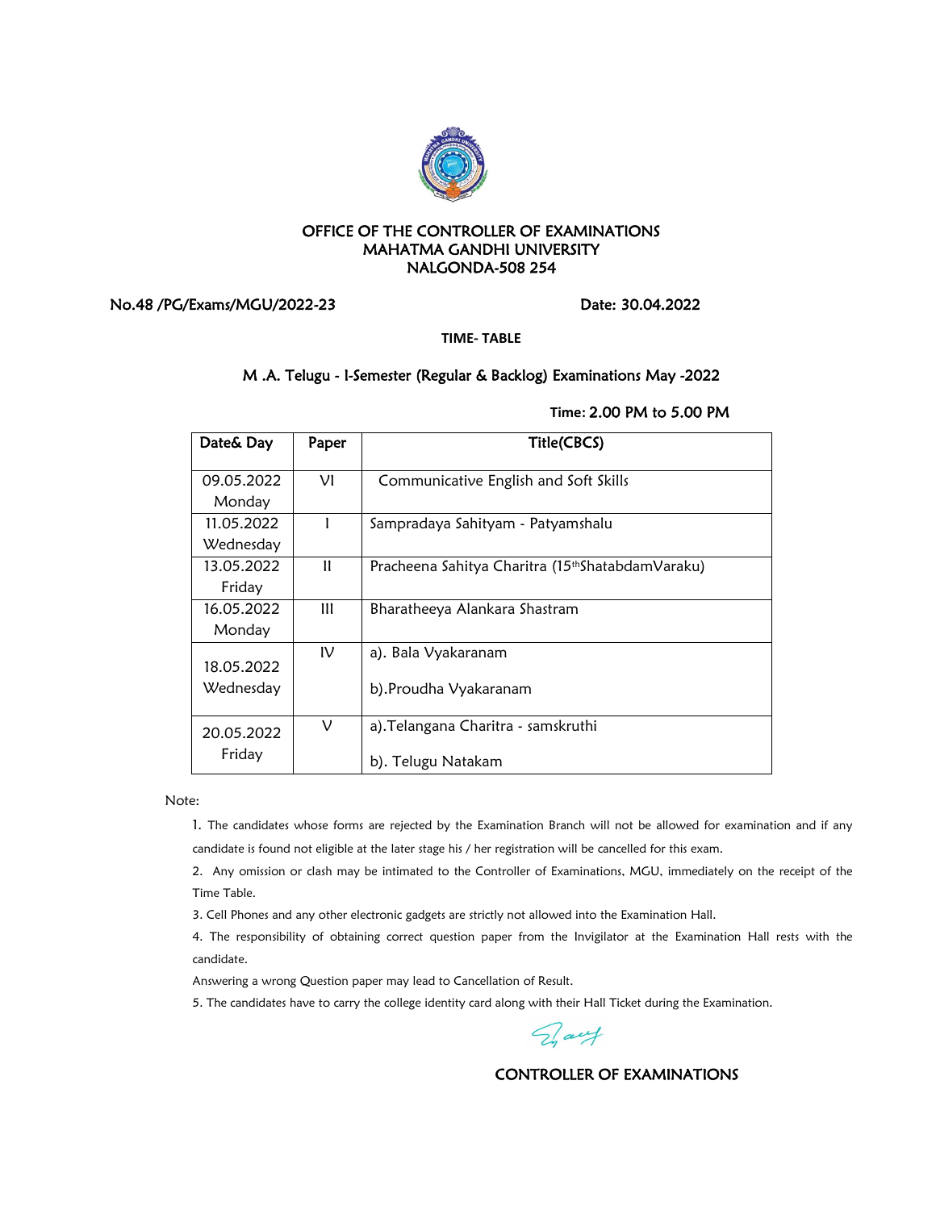OFFICE OF THE CONTROLLER OF EXAMINATIONS
MAHATMA GANDHI UNIVERSITY
NALGONDA-508 254

No.48 /PG/Exams/MGU/2022-23 Date: 30.04.2022

**TIME- TABLE**

M .A. Telugu - I-Semester (Regular & Backlog) Examinations May -2022

Time: 2.00 PM to 5.00 PM

| Date& Day | Paper | Title(CBCS) |
|---|---|---|
| 09.05.2022 Monday | VI | Communicative English and Soft Skills |
| 11.05.2022 Wednesday | I | Sampradaya Sahityam - Patyamshalu |
| 13.05.2022 Friday | II | Pracheena Sahitya Charitra (15thShatabdamVaraku) |
| 16.05.2022 Monday | III | Bharatheeya Alankara Shastram |
| 18.05.2022 Wednesday | IV | a). Bala Vyakaranam<br>b).Proudha Vyakaranam |
| 20.05.2022 Friday | V | a).Telangana Charitra - samskruthi<br>b). Telugu Natakam |

Note:

1. The candidates whose forms are rejected by the Examination Branch will not be allowed for examination and if any candidate is found not eligible at the later stage his / her registration will be cancelled for this exam.
2. Any omission or clash may be intimated to the Controller of Examinations, MGU, immediately on the receipt of the Time Table.
3. Cell Phones and any other electronic gadgets are strictly not allowed into the Examination Hall.
4. The responsibility of obtaining correct question paper from the Invigilator at the Examination Hall rests with the candidate.

Answering a wrong Question paper may lead to Cancellation of Result.

5. The candidates have to carry the college identity card along with their Hall Ticket during the Examination.

CONTROLLER OF EXAMINATIONS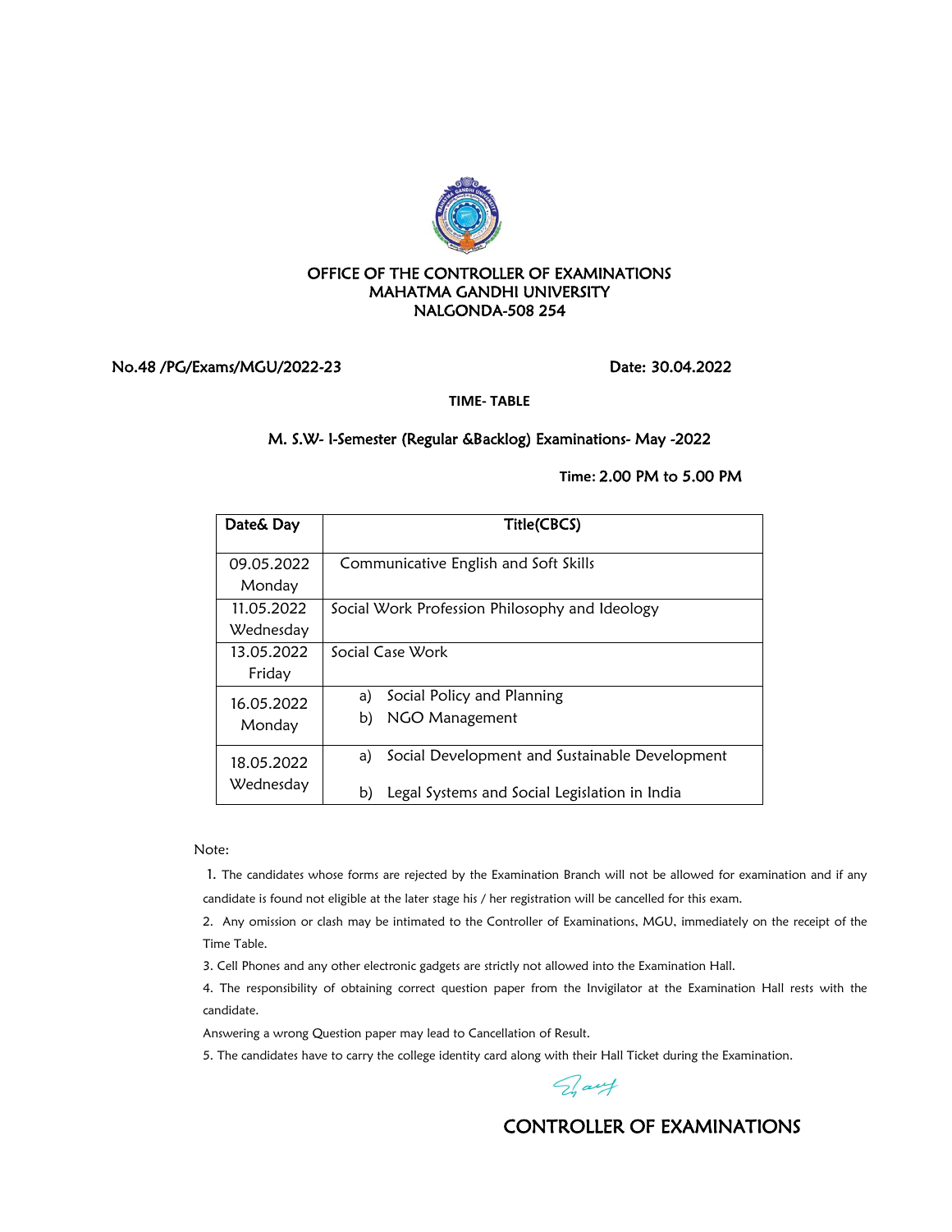# OFFICE OF THE CONTROLLER OF EXAMINATIONS
# MAHATMA GANDHI UNIVERSITY
# NALGONDA-508 254

No.48 /PG/Exams/MGU/2022-23 Date: 30.04.2022

**TIME- TABLE**

## M. S.W- I-Semester (Regular &Backlog) Examinations- May -2022

**Time: 2.00 PM to 5.00 PM**

| Date& Day | Title(CBCS) |
|---|---|
| 09.05.2022 Monday | Communicative English and Soft Skills |
| 11.05.2022 Wednesday | Social Work Profession Philosophy and Ideology |
| 13.05.2022 Friday | Social Case Work |
| 16.05.2022 Monday | a) Social Policy and Planning<br>b) NGO Management |
| 18.05.2022 Wednesday | a) Social Development and Sustainable Development<br>b) Legal Systems and Social Legislation in India |

Note:

1. The candidates whose forms are rejected by the Examination Branch will not be allowed for examination and if any candidate is found not eligible at the later stage his / her registration will be cancelled for this exam.
2. Any omission or clash may be intimated to the Controller of Examinations, MGU, immediately on the receipt of the Time Table.
3. Cell Phones and any other electronic gadgets are strictly not allowed into the Examination Hall.
4. The responsibility of obtaining correct question paper from the Invigilator at the Examination Hall rests with the candidate.

Answering a wrong Question paper may lead to Cancellation of Result.

5. The candidates have to carry the college identity card along with their Hall Ticket during the Examination.

CONTROLLER OF EXAMINATIONS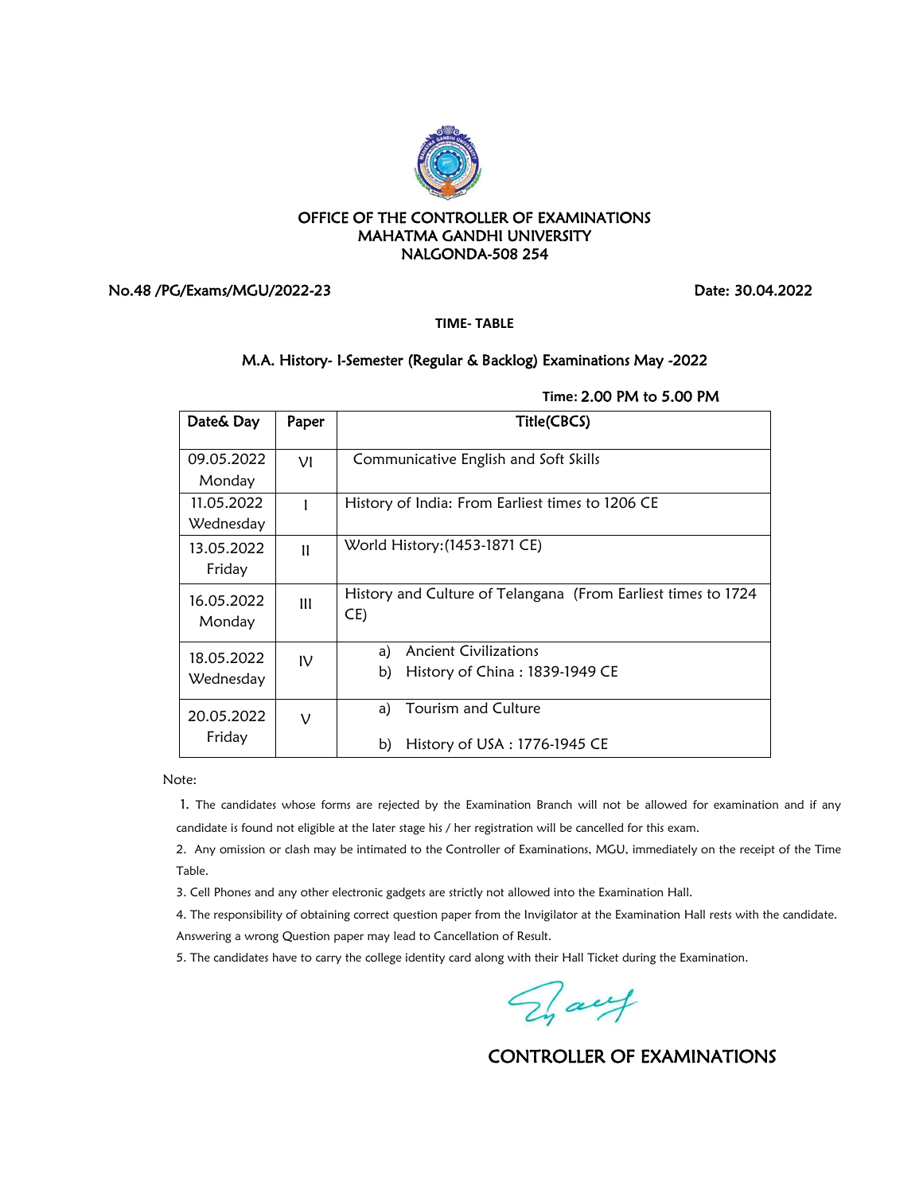OFFICE OF THE CONTROLLER OF EXAMINATIONS
MAHATMA GANDHI UNIVERSITY
NALGONDA-508 254

No.48 /PG/Exams/MGU/2022-23 | Date: 30.04.2022

**TIME- TABLE**

M.A. History- I-Semester (Regular & Backlog) Examinations May -2022

Time: 2.00 PM to 5.00 PM

| Date& Day | Paper | Title(CBCS) |
|---|---|---|
| 09.05.2022 Monday | VI | Communicative English and Soft Skills |
| 11.05.2022 Wednesday | I | History of India: From Earliest times to 1206 CE |
| 13.05.2022 Friday | II | World History:(1453-1871 CE) |
| 16.05.2022 Monday | III | History and Culture of Telangana (From Earliest times to 1724 CE) |
| 18.05.2022 Wednesday | IV | a) Ancient Civilizations<br>b) History of China : 1839-1949 CE |
| 20.05.2022 Friday | V | a) Tourism and Culture<br>b) History of USA : 1776-1945 CE |

Note:

1. The candidates whose forms are rejected by the Examination Branch will not be allowed for examination and if any candidate is found not eligible at the later stage his / her registration will be cancelled for this exam.
2. Any omission or clash may be intimated to the Controller of Examinations, MGU, immediately on the receipt of the Time Table.
3. Cell Phones and any other electronic gadgets are strictly not allowed into the Examination Hall.
4. The responsibility of obtaining correct question paper from the Invigilator at the Examination Hall rests with the candidate. Answering a wrong Question paper may lead to Cancellation of Result.
5. The candidates have to carry the college identity card along with their Hall Ticket during the Examination.

CONTROLLER OF EXAMINATIONS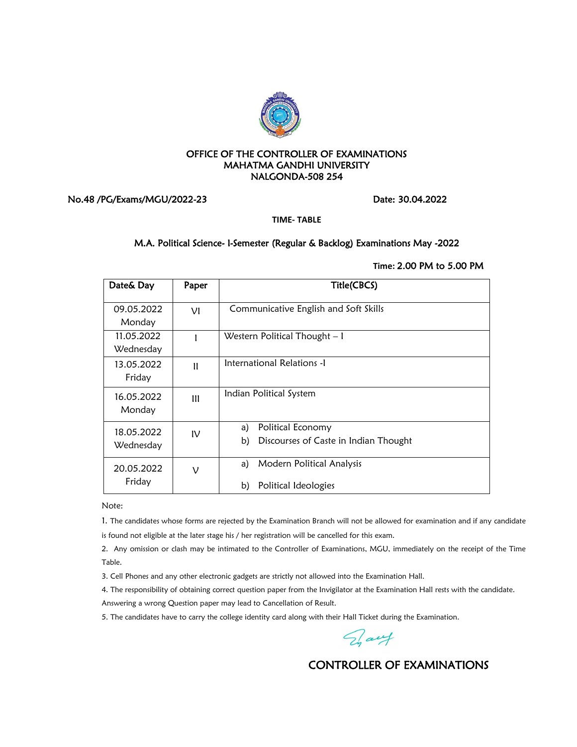# OFFICE OF THE CONTROLLER OF EXAMINATIONS
# MAHATMA GANDHI UNIVERSITY
# NALGONDA-508 254

No.48 /PG/Exams/MGU/2022-23 Date: 30.04.2022

**TIME- TABLE**

## M.A. Political Science- I-Semester (Regular & Backlog) Examinations May -2022

Time: 2.00 PM to 5.00 PM

| Date& Day | Paper | Title(CBCS) |
|---|---|---|
| 09.05.2022 Monday | VI | Communicative English and Soft Skills |
| 11.05.2022 Wednesday | I | Western Political Thought – I |
| 13.05.2022 Friday | II | International Relations -I |
| 16.05.2022 Monday | III | Indian Political System |
| 18.05.2022 Wednesday | IV | a) Political Economy<br>b) Discourses of Caste in Indian Thought |
| 20.05.2022 Friday | V | a) Modern Political Analysis<br>b) Political Ideologies |

Note:

1. The candidates whose forms are rejected by the Examination Branch will not be allowed for examination and if any candidate is found not eligible at the later stage his / her registration will be cancelled for this exam.
2. Any omission or clash may be intimated to the Controller of Examinations, MGU, immediately on the receipt of the Time Table.
3. Cell Phones and any other electronic gadgets are strictly not allowed into the Examination Hall.
4. The responsibility of obtaining correct question paper from the Invigilator at the Examination Hall rests with the candidate. Answering a wrong Question paper may lead to Cancellation of Result.
5. The candidates have to carry the college identity card along with their Hall Ticket during the Examination.

CONTROLLER OF EXAMINATIONS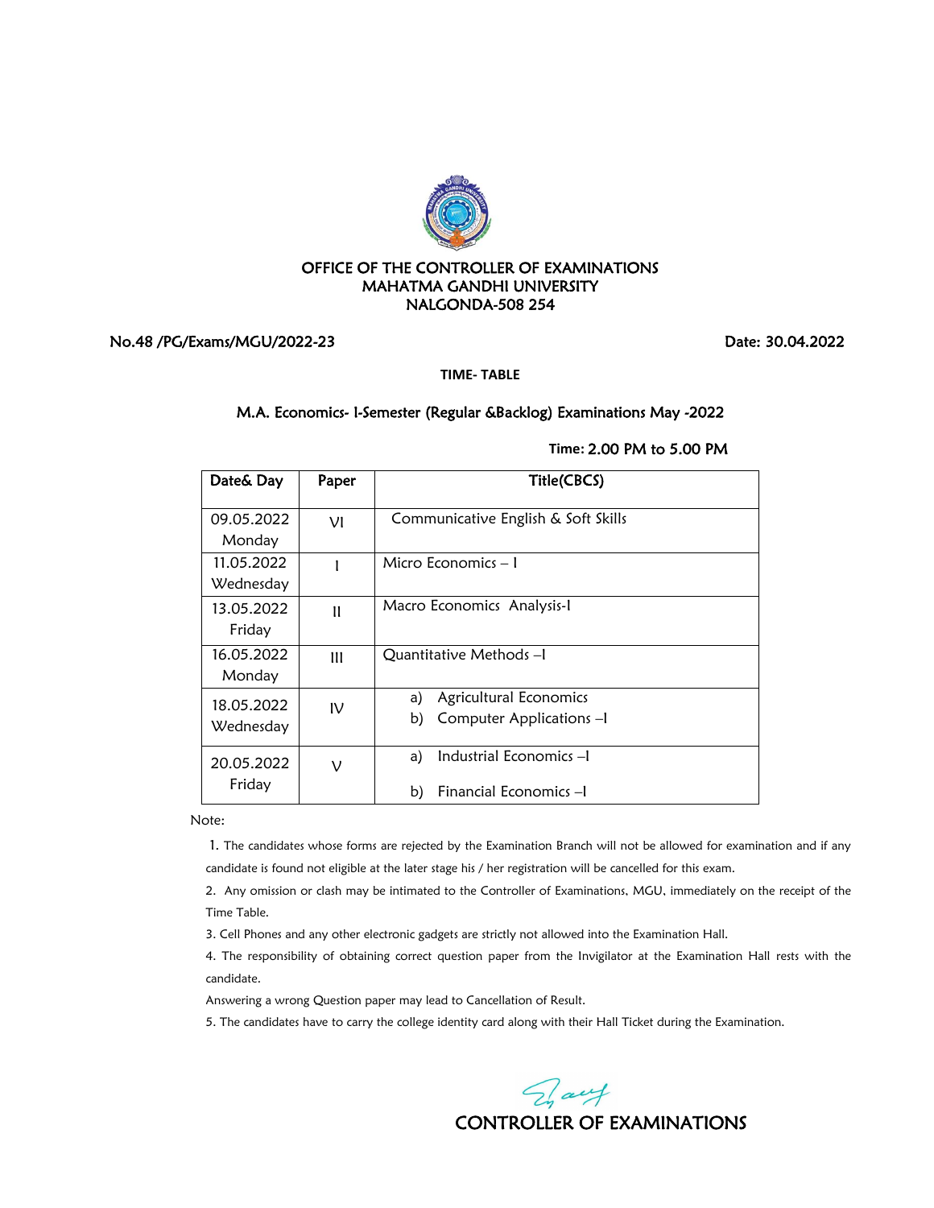# OFFICE OF THE CONTROLLER OF EXAMINATIONS
# MAHATMA GANDHI UNIVERSITY
# NALGONDA-508 254

No.48 /PG/Exams/MGU/2022-23 Date: 30.04.2022

**TIME- TABLE**

## M.A. Economics- I-Semester (Regular &Backlog) Examinations May -2022

Time: 2.00 PM to 5.00 PM

| Date& Day | Paper | Title(CBCS) |
|---|---|---|
| 09.05.2022 Monday | VI | Communicative English & Soft Skills |
| 11.05.2022 Wednesday | I | Micro Economics – I |
| 13.05.2022 Friday | II | Macro Economics Analysis-I |
| 16.05.2022 Monday | III | Quantitative Methods –I |
| 18.05.2022 Wednesday | IV | a) Agricultural Economics<br>b) Computer Applications –I |
| 20.05.2022 Friday | V | a) Industrial Economics –I<br>b) Financial Economics –I |

Note:

1. The candidates whose forms are rejected by the Examination Branch will not be allowed for examination and if any candidate is found not eligible at the later stage his / her registration will be cancelled for this exam.
2. Any omission or clash may be intimated to the Controller of Examinations, MGU, immediately on the receipt of the Time Table.
3. Cell Phones and any other electronic gadgets are strictly not allowed into the Examination Hall.
4. The responsibility of obtaining correct question paper from the Invigilator at the Examination Hall rests with the candidate.

   Answering a wrong Question paper may lead to Cancellation of Result.
5. The candidates have to carry the college identity card along with their Hall Ticket during the Examination.

CONTROLLER OF EXAMINATIONS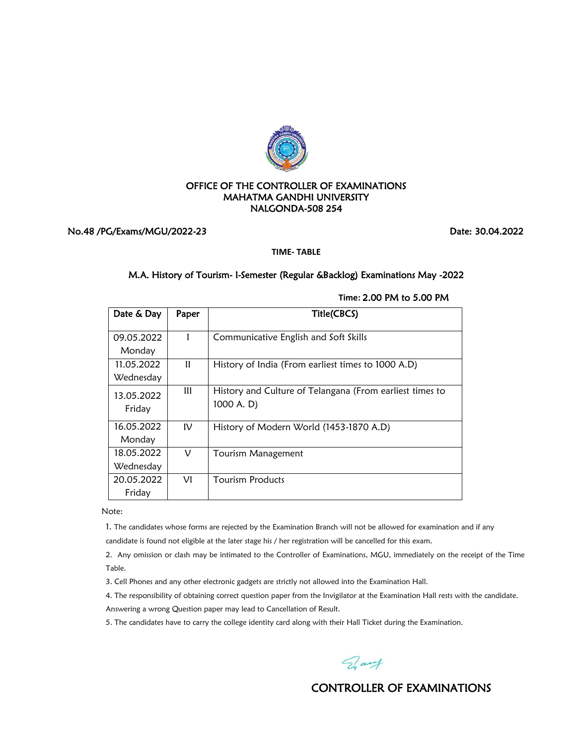# OFFICE OF THE CONTROLLER OF EXAMINATIONS
# MAHATMA GANDHI UNIVERSITY
# NALGONDA-508 254

No.48 /PG/Exams/MGU/2022-23 Date: 30.04.2022

**TIME- TABLE**

## M.A. History of Tourism- I-Semester (Regular &Backlog) Examinations May -2022

Time: 2.00 PM to 5.00 PM

| Date & Day | Paper | Title(CBCS) |
|---|---|---|
| 09.05.2022 Monday | I | Communicative English and Soft Skills |
| 11.05.2022 Wednesday | II | History of India (From earliest times to 1000 A.D) |
| 13.05.2022 Friday | III | History and Culture of Telangana (From earliest times to 1000 A. D) |
| 16.05.2022 Monday | IV | History of Modern World (1453-1870 A.D) |
| 18.05.2022 Wednesday | V | Tourism Management |
| 20.05.2022 Friday | VI | Tourism Products |

Note:

1. The candidates whose forms are rejected by the Examination Branch will not be allowed for examination and if any candidate is found not eligible at the later stage his / her registration will be cancelled for this exam.
2. Any omission or clash may be intimated to the Controller of Examinations, MGU, immediately on the receipt of the Time Table.
3. Cell Phones and any other electronic gadgets are strictly not allowed into the Examination Hall.
4. The responsibility of obtaining correct question paper from the Invigilator at the Examination Hall rests with the candidate. Answering a wrong Question paper may lead to Cancellation of Result.
5. The candidates have to carry the college identity card along with their Hall Ticket during the Examination.

CONTROLLER OF EXAMINATIONS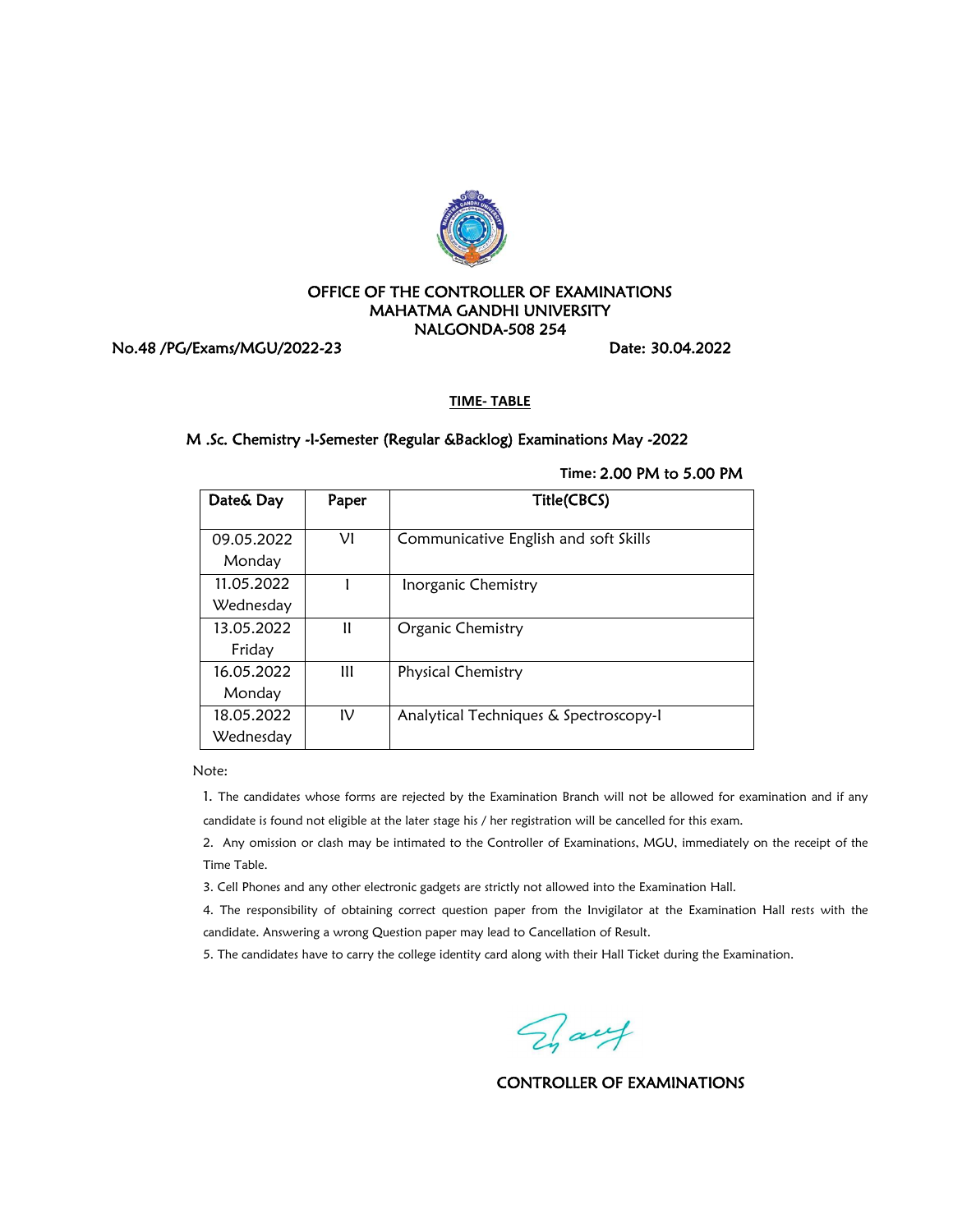# OFFICE OF THE CONTROLLER OF EXAMINATIONS
# MAHATMA GANDHI UNIVERSITY
# NALGONDA-508 254

No.48 /PG/Exams/MGU/2022-23 Date: 30.04.2022

**TIME- TABLE**

M .Sc. Chemistry -I-Semester (Regular &Backlog) Examinations May -2022

**Time: 2.00 PM to 5.00 PM**

| Date& Day | Paper | Title(CBCS) |
|---|---|---|
| 09.05.2022 Monday | VI | Communicative English and soft Skills |
| 11.05.2022 Wednesday | I | Inorganic Chemistry |
| 13.05.2022 Friday | II | Organic Chemistry |
| 16.05.2022 Monday | III | Physical Chemistry |
| 18.05.2022 Wednesday | IV | Analytical Techniques & Spectroscopy-I |

Note:

1. The candidates whose forms are rejected by the Examination Branch will not be allowed for examination and if any candidate is found not eligible at the later stage his / her registration will be cancelled for this exam.
2. Any omission or clash may be intimated to the Controller of Examinations, MGU, immediately on the receipt of the Time Table.
3. Cell Phones and any other electronic gadgets are strictly not allowed into the Examination Hall.
4. The responsibility of obtaining correct question paper from the Invigilator at the Examination Hall rests with the candidate. Answering a wrong Question paper may lead to Cancellation of Result.
5. The candidates have to carry the college identity card along with their Hall Ticket during the Examination.

CONTROLLER OF EXAMINATIONS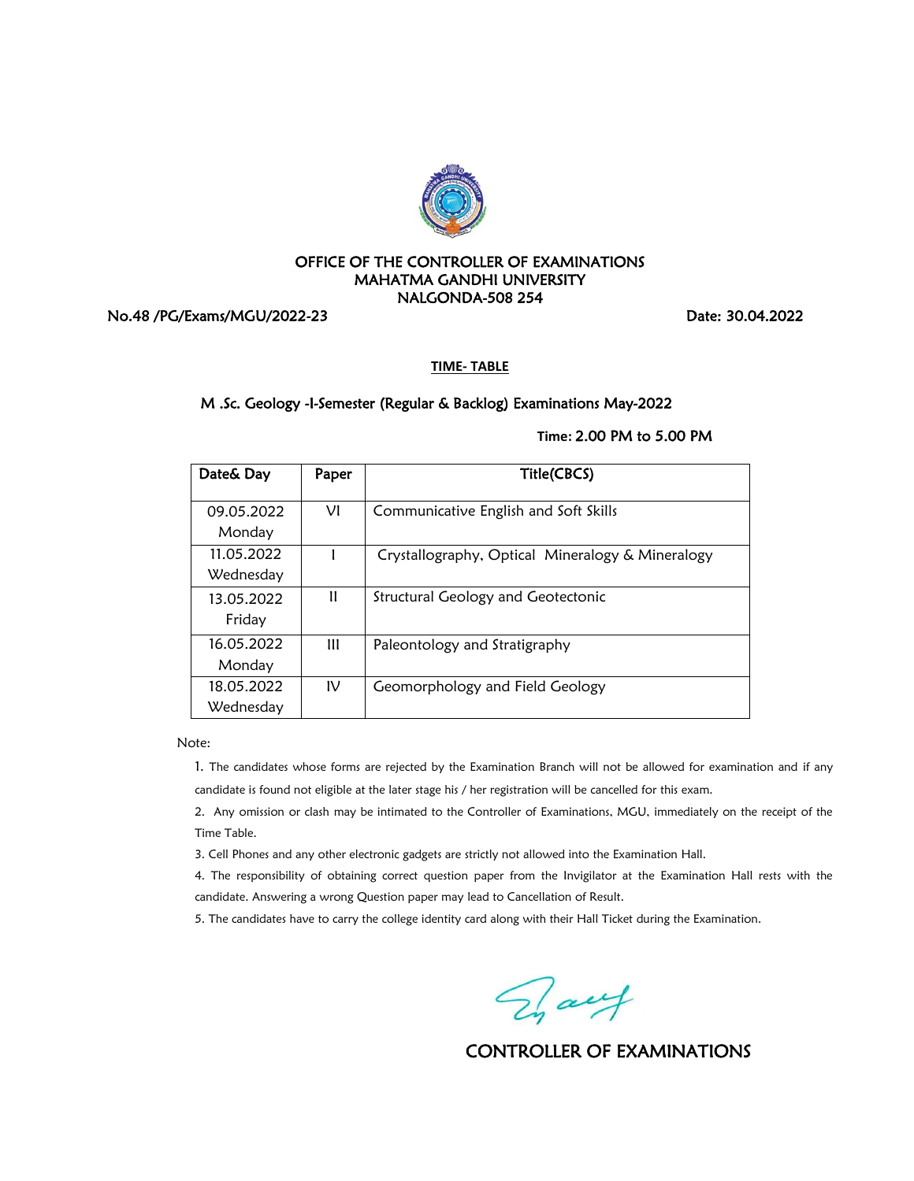# OFFICE OF THE CONTROLLER OF EXAMINATIONS
# MAHATMA GANDHI UNIVERSITY
# NALGONDA-508 254

No.48 /PG/Exams/MGU/2022-23 Date: 30.04.2022

**TIME- TABLE**

## M .Sc. Geology -I-Semester (Regular & Backlog) Examinations May-2022

**Time: 2.00 PM to 5.00 PM**

| Date& Day | Paper | Title(CBCS) |
|---|---|---|
| 09.05.2022 Monday | VI | Communicative English and Soft Skills |
| 11.05.2022 Wednesday | I | Crystallography, Optical Mineralogy & Mineralogy |
| 13.05.2022 Friday | II | Structural Geology and Geotectonic |
| 16.05.2022 Monday | III | Paleontology and Stratigraphy |
| 18.05.2022 Wednesday | IV | Geomorphology and Field Geology |

Note:

1. The candidates whose forms are rejected by the Examination Branch will not be allowed for examination and if any candidate is found not eligible at the later stage his / her registration will be cancelled for this exam.
2. Any omission or clash may be intimated to the Controller of Examinations, MGU, immediately on the receipt of the Time Table.
3. Cell Phones and any other electronic gadgets are strictly not allowed into the Examination Hall.
4. The responsibility of obtaining correct question paper from the Invigilator at the Examination Hall rests with the candidate. Answering a wrong Question paper may lead to Cancellation of Result.
5. The candidates have to carry the college identity card along with their Hall Ticket during the Examination.

CONTROLLER OF EXAMINATIONS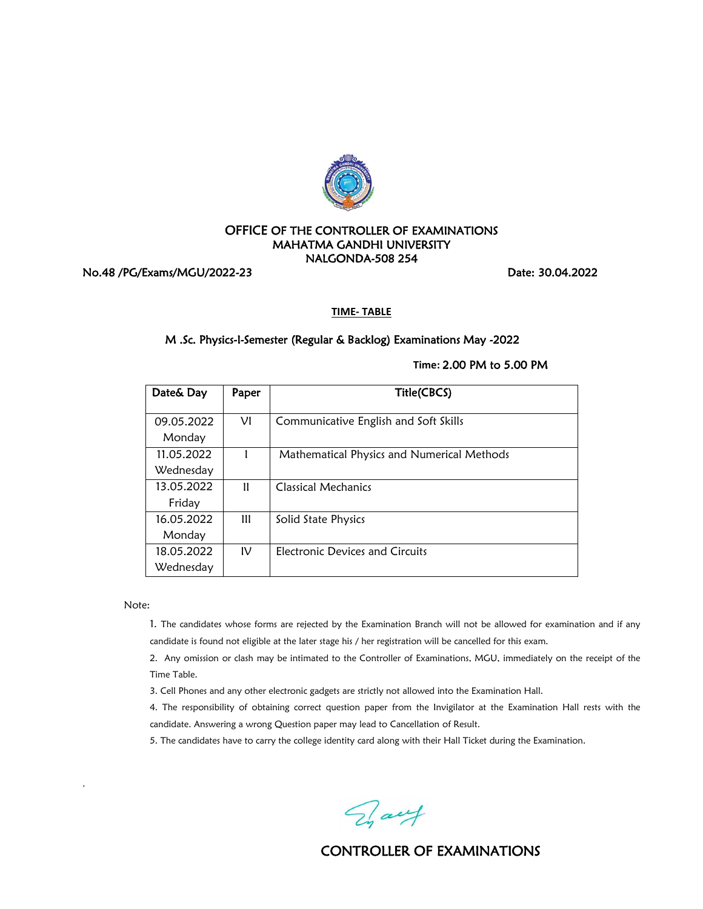## OFFICE OF THE CONTROLLER OF EXAMINATIONS
## MAHATMA GANDHI UNIVERSITY
## NALGONDA-508 254

No.48 /PG/Exams/MGU/2022-23 Date: 30.04.2022

**TIME- TABLE**

**M .Sc. Physics-I-Semester (Regular & Backlog) Examinations May -2022**

**Time: 2.00 PM to 5.00 PM**

| Date& Day | Paper | Title(CBCS) |
|---|---|---|
| 09.05.2022 Monday | VI | Communicative English and Soft Skills |
| 11.05.2022 Wednesday | I | Mathematical Physics and Numerical Methods |
| 13.05.2022 Friday | II | Classical Mechanics |
| 16.05.2022 Monday | III | Solid State Physics |
| 18.05.2022 Wednesday | IV | Electronic Devices and Circuits |

Note:

1. The candidates whose forms are rejected by the Examination Branch will not be allowed for examination and if any candidate is found not eligible at the later stage his / her registration will be cancelled for this exam.
2. Any omission or clash may be intimated to the Controller of Examinations, MGU, immediately on the receipt of the Time Table.
3. Cell Phones and any other electronic gadgets are strictly not allowed into the Examination Hall.
4. The responsibility of obtaining correct question paper from the Invigilator at the Examination Hall rests with the candidate. Answering a wrong Question paper may lead to Cancellation of Result.
5. The candidates have to carry the college identity card along with their Hall Ticket during the Examination.

CONTROLLER OF EXAMINATIONS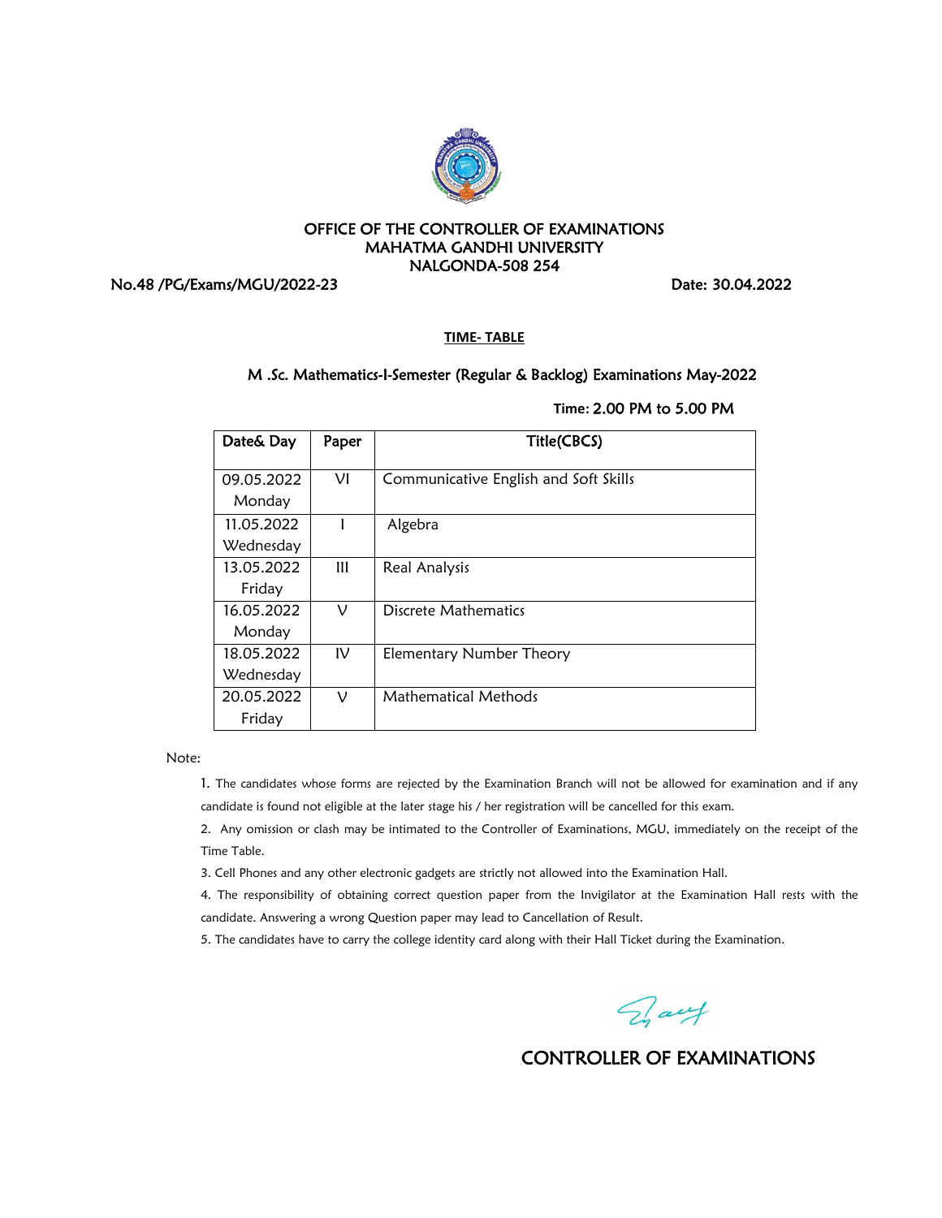OFFICE OF THE CONTROLLER OF EXAMINATIONS
MAHATMA GANDHI UNIVERSITY
NALGONDA-508 254

No.48 /PG/Exams/MGU/2022-23 Date: 30.04.2022

**TIME- TABLE**

M .Sc. Mathematics-I-Semester (Regular & Backlog) Examinations May-2022

Time: 2.00 PM to 5.00 PM

| Date& Day | Paper | Title(CBCS) |
|---|---|---|
| 09.05.2022 Monday | VI | Communicative English and Soft Skills |
| 11.05.2022 Wednesday | I | Algebra |
| 13.05.2022 Friday | III | Real Analysis |
| 16.05.2022 Monday | V | Discrete Mathematics |
| 18.05.2022 Wednesday | IV | Elementary Number Theory |
| 20.05.2022 Friday | V | Mathematical Methods |

Note:

1. The candidates whose forms are rejected by the Examination Branch will not be allowed for examination and if any candidate is found not eligible at the later stage his / her registration will be cancelled for this exam.
2. Any omission or clash may be intimated to the Controller of Examinations, MGU, immediately on the receipt of the Time Table.
3. Cell Phones and any other electronic gadgets are strictly not allowed into the Examination Hall.
4. The responsibility of obtaining correct question paper from the Invigilator at the Examination Hall rests with the candidate. Answering a wrong Question paper may lead to Cancellation of Result.
5. The candidates have to carry the college identity card along with their Hall Ticket during the Examination.

CONTROLLER OF EXAMINATIONS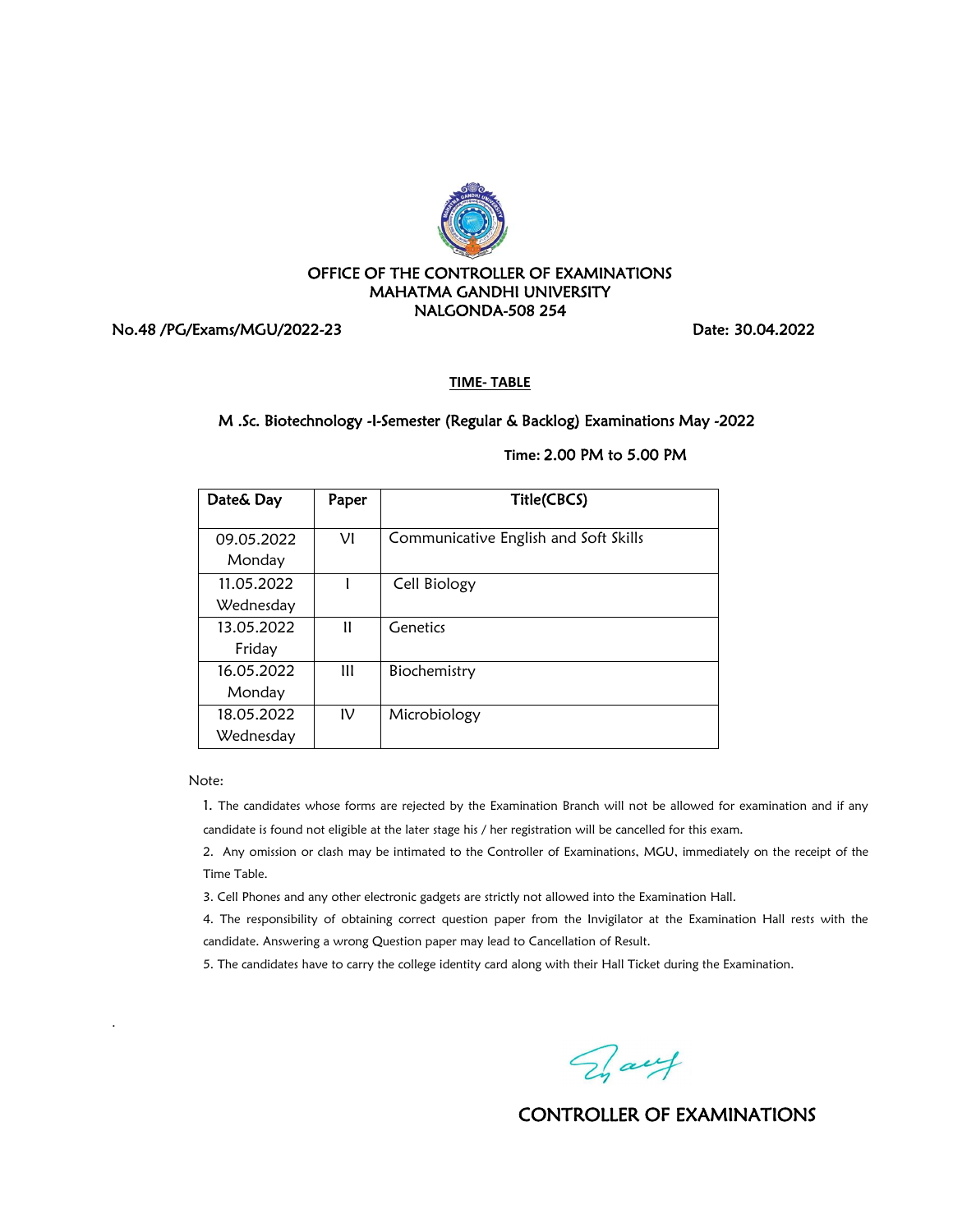# OFFICE OF THE CONTROLLER OF EXAMINATIONS
# MAHATMA GANDHI UNIVERSITY
# NALGONDA-508 254

No.48 /PG/Exams/MGU/2022-23 Date: 30.04.2022

**TIME- TABLE**

## M .Sc. Biotechnology -I-Semester (Regular & Backlog) Examinations May -2022

Time: 2.00 PM to 5.00 PM

| Date& Day | Paper | Title(CBCS) |
|---|---|---|
| 09.05.2022 Monday | VI | Communicative English and Soft Skills |
| 11.05.2022 Wednesday | I | Cell Biology |
| 13.05.2022 Friday | II | Genetics |
| 16.05.2022 Monday | III | Biochemistry |
| 18.05.2022 Wednesday | IV | Microbiology |

Note:

1. The candidates whose forms are rejected by the Examination Branch will not be allowed for examination and if any candidate is found not eligible at the later stage his / her registration will be cancelled for this exam.
2. Any omission or clash may be intimated to the Controller of Examinations, MGU, immediately on the receipt of the Time Table.
3. Cell Phones and any other electronic gadgets are strictly not allowed into the Examination Hall.
4. The responsibility of obtaining correct question paper from the Invigilator at the Examination Hall rests with the candidate. Answering a wrong Question paper may lead to Cancellation of Result.
5. The candidates have to carry the college identity card along with their Hall Ticket during the Examination.

CONTROLLER OF EXAMINATIONS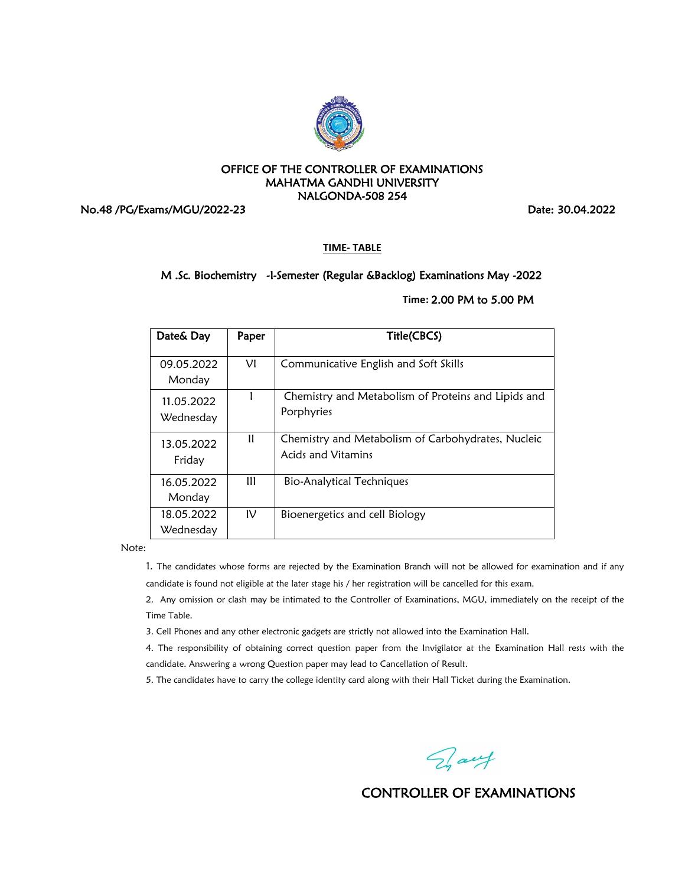OFFICE OF THE CONTROLLER OF EXAMINATIONS
MAHATMA GANDHI UNIVERSITY
NALGONDA-508 254

No.48 /PG/Exams/MGU/2022-23 Date: 30.04.2022

**TIME- TABLE**

M .Sc. Biochemistry -I-Semester (Regular &Backlog) Examinations May -2022

Time: 2.00 PM to 5.00 PM

| Date& Day | Paper | Title(CBCS) |
|---|---|---|
| 09.05.2022 Monday | VI | Communicative English and Soft Skills |
| 11.05.2022 Wednesday | I | Chemistry and Metabolism of Proteins and Lipids and Porphyries |
| 13.05.2022 Friday | II | Chemistry and Metabolism of Carbohydrates, Nucleic Acids and Vitamins |
| 16.05.2022 Monday | III | Bio-Analytical Techniques |
| 18.05.2022 Wednesday | IV | Bioenergetics and cell Biology |

Note:

1. The candidates whose forms are rejected by the Examination Branch will not be allowed for examination and if any candidate is found not eligible at the later stage his / her registration will be cancelled for this exam.
2. Any omission or clash may be intimated to the Controller of Examinations, MGU, immediately on the receipt of the Time Table.
3. Cell Phones and any other electronic gadgets are strictly not allowed into the Examination Hall.
4. The responsibility of obtaining correct question paper from the Invigilator at the Examination Hall rests with the candidate. Answering a wrong Question paper may lead to Cancellation of Result.
5. The candidates have to carry the college identity card along with their Hall Ticket during the Examination.

CONTROLLER OF EXAMINATIONS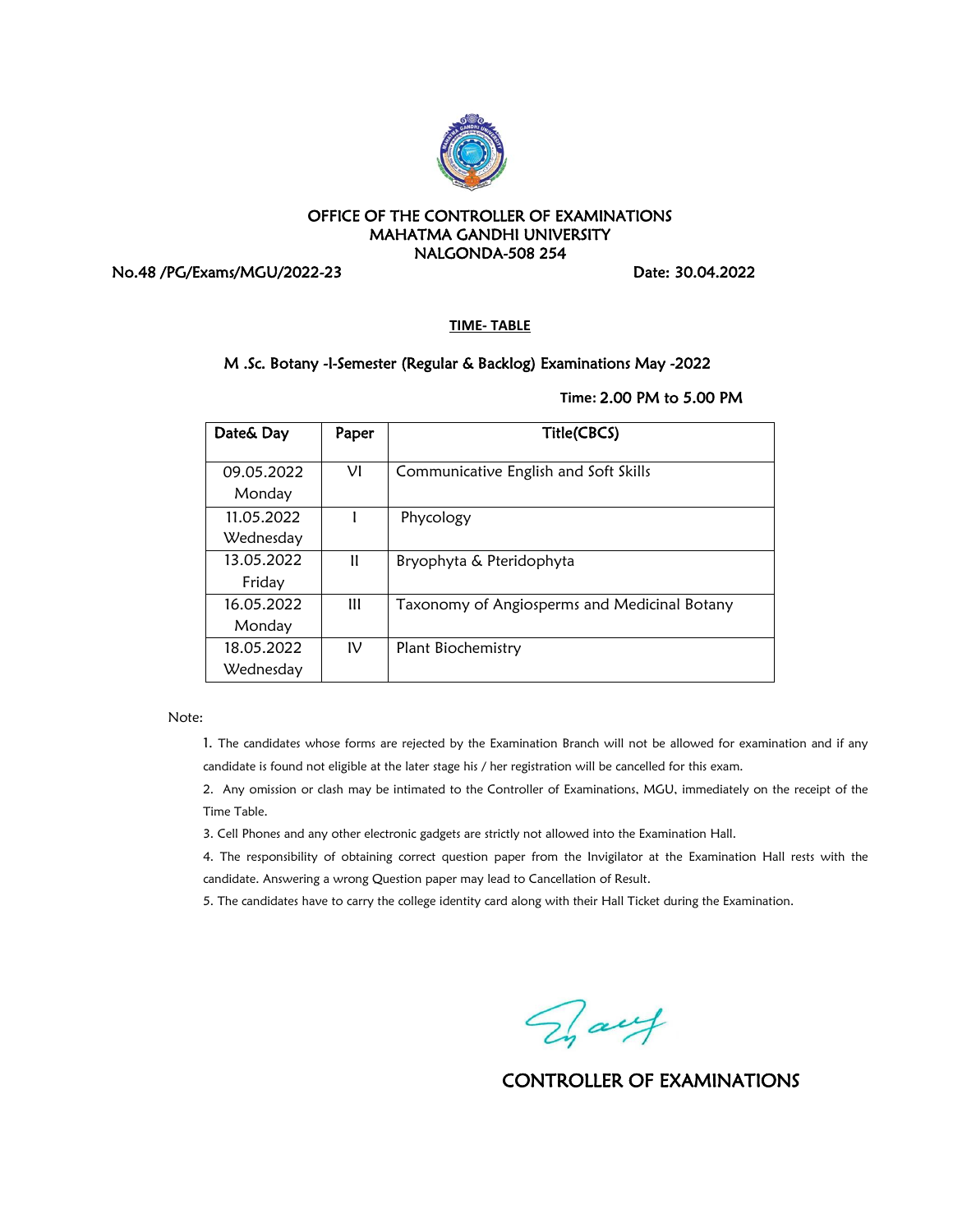OFFICE OF THE CONTROLLER OF EXAMINATIONS
MAHATMA GANDHI UNIVERSITY
NALGONDA-508 254

No.48 /PG/Exams/MGU/2022-23 Date: 30.04.2022

**TIME- TABLE**

M .Sc. Botany -I-Semester (Regular & Backlog) Examinations May -2022

Time: 2.00 PM to 5.00 PM

| Date& Day | Paper | Title(CBCS) |
|---|---|---|
| 09.05.2022 Monday | VI | Communicative English and Soft Skills |
| 11.05.2022 Wednesday | I | Phycology |
| 13.05.2022 Friday | II | Bryophyta & Pteridophyta |
| 16.05.2022 Monday | III | Taxonomy of Angiosperms and Medicinal Botany |
| 18.05.2022 Wednesday | IV | Plant Biochemistry |

Note:

1. The candidates whose forms are rejected by the Examination Branch will not be allowed for examination and if any candidate is found not eligible at the later stage his / her registration will be cancelled for this exam.
2. Any omission or clash may be intimated to the Controller of Examinations, MGU, immediately on the receipt of the Time Table.
3. Cell Phones and any other electronic gadgets are strictly not allowed into the Examination Hall.
4. The responsibility of obtaining correct question paper from the Invigilator at the Examination Hall rests with the candidate. Answering a wrong Question paper may lead to Cancellation of Result.
5. The candidates have to carry the college identity card along with their Hall Ticket during the Examination.

CONTROLLER OF EXAMINATIONS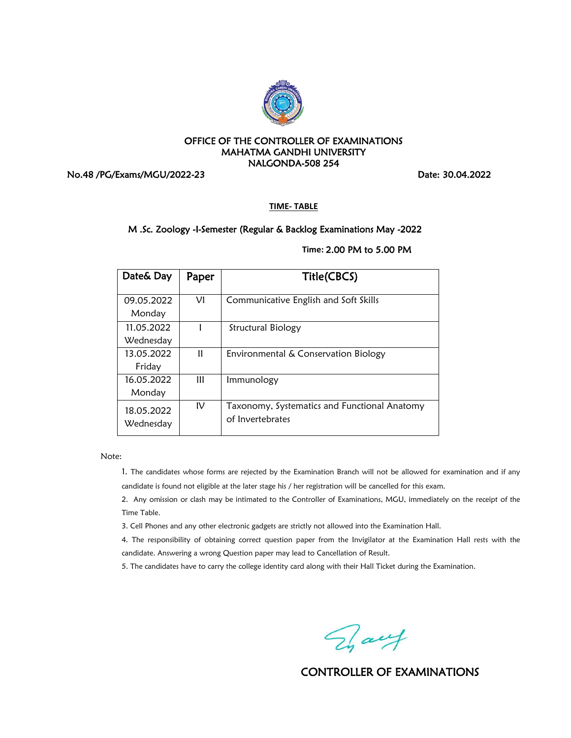# OFFICE OF THE CONTROLLER OF EXAMINATIONS
# MAHATMA GANDHI UNIVERSITY
# NALGONDA-508 254

No.48 /PG/Exams/MGU/2022-23                                                                                   Date: 30.04.2022

**TIME- TABLE**

**M .Sc. Zoology -I-Semester (Regular & Backlog Examinations May -2022**

**Time: 2.00 PM to 5.00 PM**

| Date& Day | Paper | Title(CBCS) |
|---|---|---|
| 09.05.2022 Monday | VI | Communicative English and Soft Skills |
| 11.05.2022 Wednesday | I | Structural Biology |
| 13.05.2022 Friday | II | Environmental & Conservation Biology |
| 16.05.2022 Monday | III | Immunology |
| 18.05.2022 Wednesday | IV | Taxonomy, Systematics and Functional Anatomy of Invertebrates |

Note:

1. The candidates whose forms are rejected by the Examination Branch will not be allowed for examination and if any candidate is found not eligible at the later stage his / her registration will be cancelled for this exam.
2. Any omission or clash may be intimated to the Controller of Examinations, MGU, immediately on the receipt of the Time Table.
3. Cell Phones and any other electronic gadgets are strictly not allowed into the Examination Hall.
4. The responsibility of obtaining correct question paper from the Invigilator at the Examination Hall rests with the candidate. Answering a wrong Question paper may lead to Cancellation of Result.
5. The candidates have to carry the college identity card along with their Hall Ticket during the Examination.

CONTROLLER OF EXAMINATIONS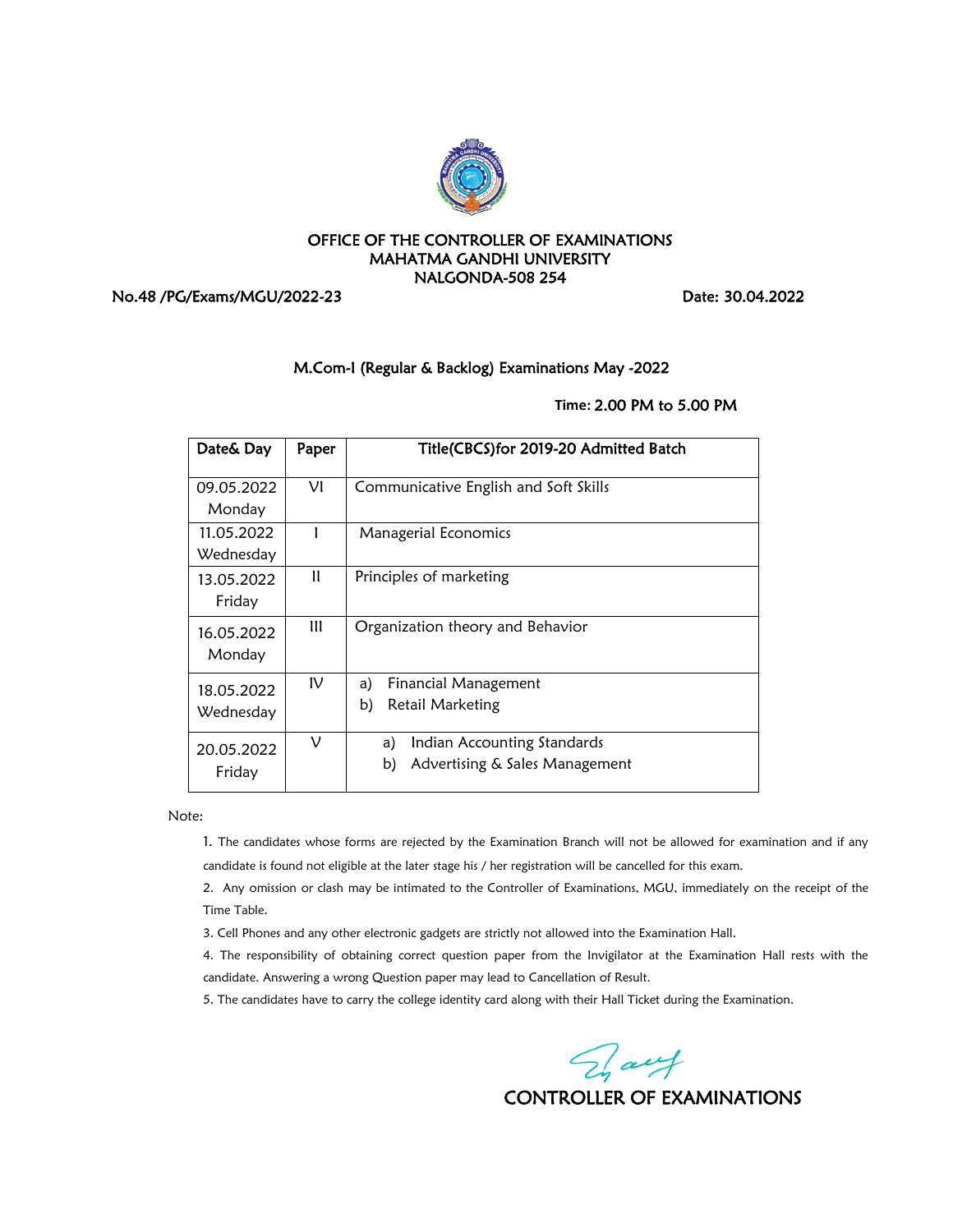## OFFICE OF THE CONTROLLER OF EXAMINATIONS
## MAHATMA GANDHI UNIVERSITY
## NALGONDA-508 254

No.48 /PG/Exams/MGU/2022-23 Date: 30.04.2022

### M.Com-I (Regular & Backlog) Examinations May -2022

Time: 2.00 PM to 5.00 PM

| Date& Day | Paper | Title(CBCS)for 2019-20 Admitted Batch |
|---|---|---|
| 09.05.2022 Monday | VI | Communicative English and Soft Skills |
| 11.05.2022 Wednesday | I | Managerial Economics |
| 13.05.2022 Friday | II | Principles of marketing |
| 16.05.2022 Monday | III | Organization theory and Behavior |
| 18.05.2022 Wednesday | IV | a) Financial Management<br>b) Retail Marketing |
| 20.05.2022 Friday | V | a) Indian Accounting Standards<br>b) Advertising & Sales Management |

Note:

1. The candidates whose forms are rejected by the Examination Branch will not be allowed for examination and if any candidate is found not eligible at the later stage his / her registration will be cancelled for this exam.
2. Any omission or clash may be intimated to the Controller of Examinations, MGU, immediately on the receipt of the Time Table.
3. Cell Phones and any other electronic gadgets are strictly not allowed into the Examination Hall.
4. The responsibility of obtaining correct question paper from the Invigilator at the Examination Hall rests with the candidate. Answering a wrong Question paper may lead to Cancellation of Result.
5. The candidates have to carry the college identity card along with their Hall Ticket during the Examination.

CONTROLLER OF EXAMINATIONS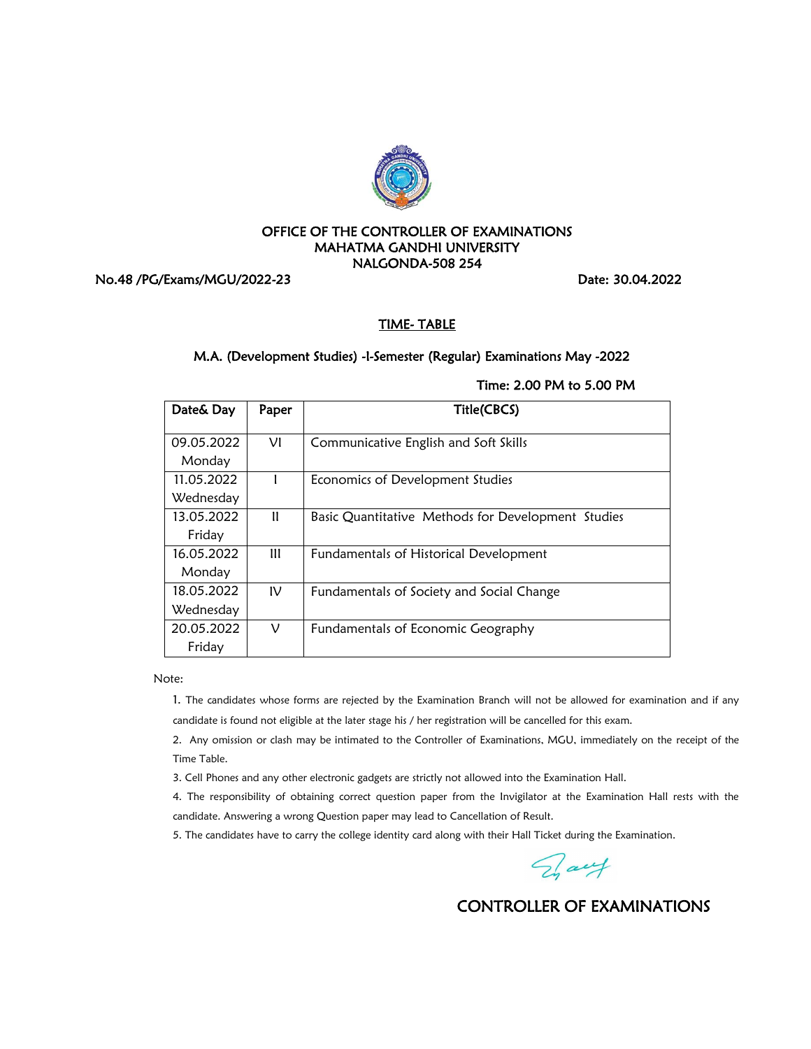**OFFICE OF THE CONTROLLER OF EXAMINATIONS**
**MAHATMA GANDHI UNIVERSITY**
**NALGONDA-508 254**

No.48 /PG/Exams/MGU/2022-23 Date: 30.04.2022

## TIME- TABLE

### M.A. (Development Studies) -I-Semester (Regular) Examinations May -2022

Time: 2.00 PM to 5.00 PM

| Date& Day | Paper | Title(CBCS) |
|---|---|---|
| 09.05.2022 Monday | VI | Communicative English and Soft Skills |
| 11.05.2022 Wednesday | I | Economics of Development Studies |
| 13.05.2022 Friday | II | Basic Quantitative Methods for Development Studies |
| 16.05.2022 Monday | III | Fundamentals of Historical Development |
| 18.05.2022 Wednesday | IV | Fundamentals of Society and Social Change |
| 20.05.2022 Friday | V | Fundamentals of Economic Geography |

Note:

1. The candidates whose forms are rejected by the Examination Branch will not be allowed for examination and if any candidate is found not eligible at the later stage his / her registration will be cancelled for this exam.
2. Any omission or clash may be intimated to the Controller of Examinations, MGU, immediately on the receipt of the Time Table.
3. Cell Phones and any other electronic gadgets are strictly not allowed into the Examination Hall.
4. The responsibility of obtaining correct question paper from the Invigilator at the Examination Hall rests with the candidate. Answering a wrong Question paper may lead to Cancellation of Result.
5. The candidates have to carry the college identity card along with their Hall Ticket during the Examination.

**CONTROLLER OF EXAMINATIONS**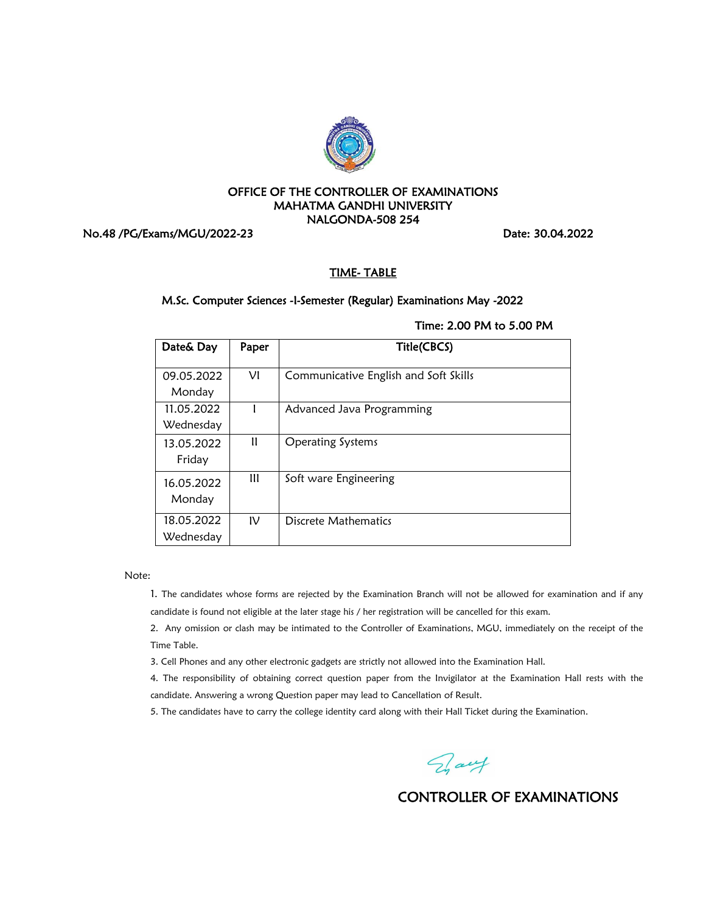OFFICE OF THE CONTROLLER OF EXAMINATIONS
MAHATMA GANDHI UNIVERSITY
NALGONDA-508 254

No.48 /PG/Exams/MGU/2022-23 Date: 30.04.2022

## TIME- TABLE

### M.Sc. Computer Sciences -I-Semester (Regular) Examinations May -2022

Time: 2.00 PM to 5.00 PM

| Date& Day | Paper | Title(CBCS) |
|---|---|---|
| 09.05.2022 Monday | VI | Communicative English and Soft Skills |
| 11.05.2022 Wednesday | I | Advanced Java Programming |
| 13.05.2022 Friday | II | Operating Systems |
| 16.05.2022 Monday | III | Soft ware Engineering |
| 18.05.2022 Wednesday | IV | Discrete Mathematics |

Note:

1. The candidates whose forms are rejected by the Examination Branch will not be allowed for examination and if any candidate is found not eligible at the later stage his / her registration will be cancelled for this exam.
2. Any omission or clash may be intimated to the Controller of Examinations, MGU, immediately on the receipt of the Time Table.
3. Cell Phones and any other electronic gadgets are strictly not allowed into the Examination Hall.
4. The responsibility of obtaining correct question paper from the Invigilator at the Examination Hall rests with the candidate. Answering a wrong Question paper may lead to Cancellation of Result.
5. The candidates have to carry the college identity card along with their Hall Ticket during the Examination.

CONTROLLER OF EXAMINATIONS